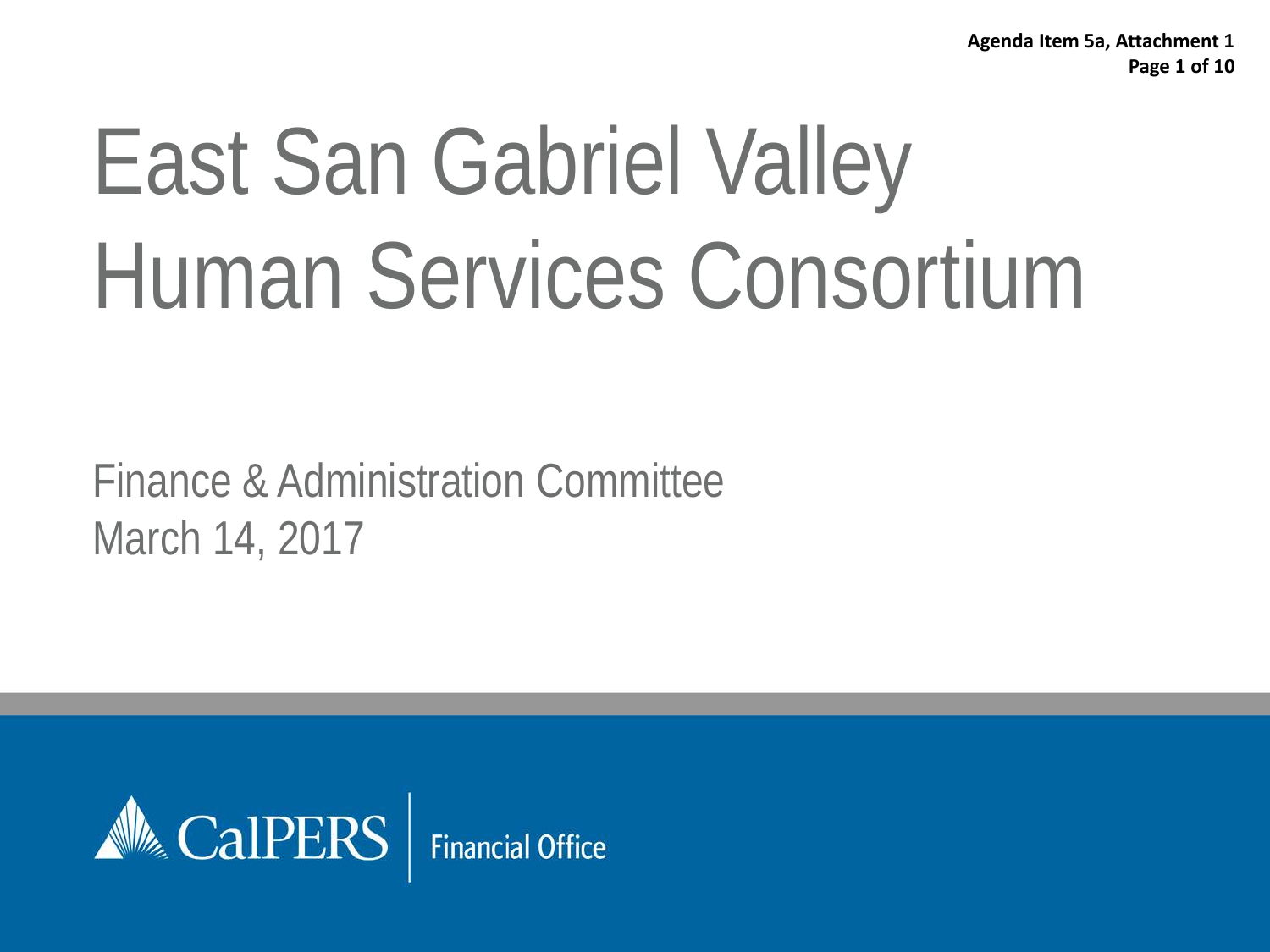Agenda Item 5a, Attachment 1

# East San Gabriel Valley Human Services Consortium

Finance & Administration Committee
March 14, 2017

CalPERS | Financial Office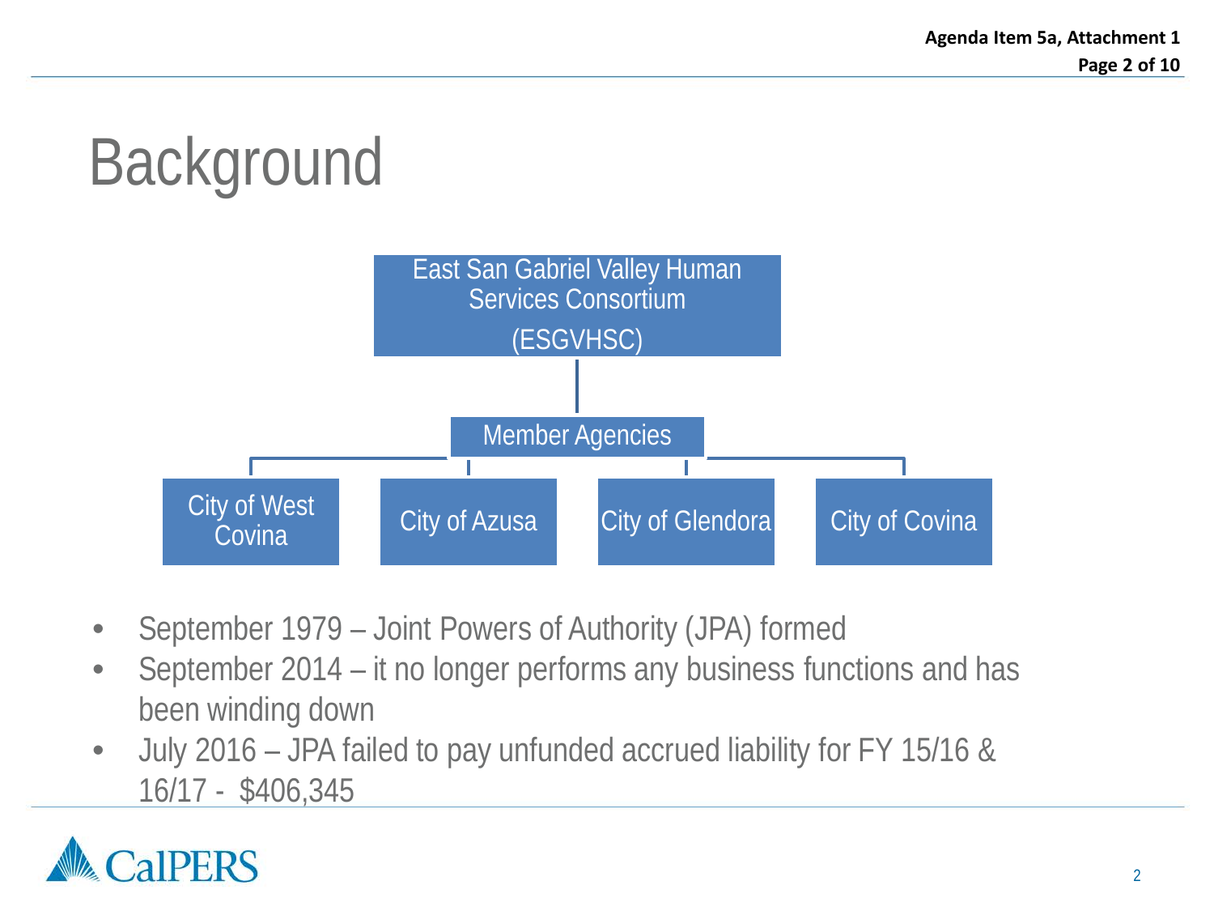# Background

East San Gabriel Valley Human Services Consortium

(ESGVHSC)

Member Agencies

City of West Covina

City of Azusa

City of Glendora

City of Covina

- September 1979 – Joint Powers of Authority (JPA) formed
- September 2014 – it no longer performs any business functions and has been winding down
- July 2016 – JPA failed to pay unfunded accrued liability for FY 15/16 & 16/17 - $406,345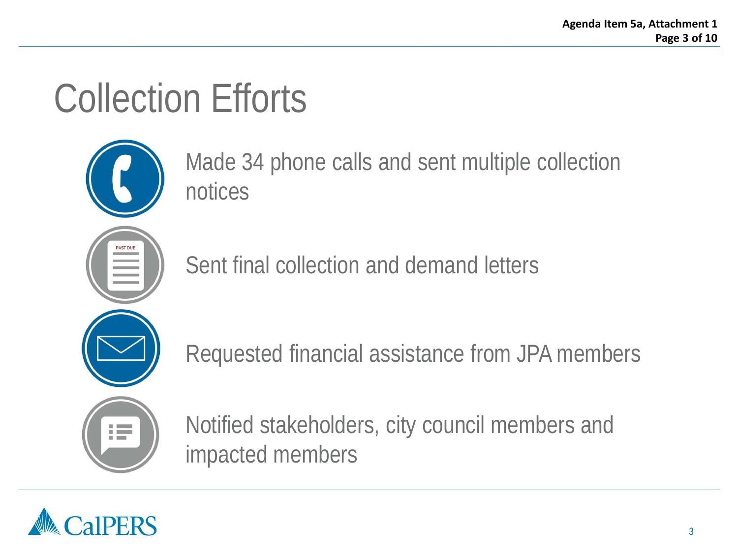# Collection Efforts

- Made 34 phone calls and sent multiple collection notices
- Sent final collection and demand letters
- Requested financial assistance from JPA members
- Notified stakeholders, city council members and impacted members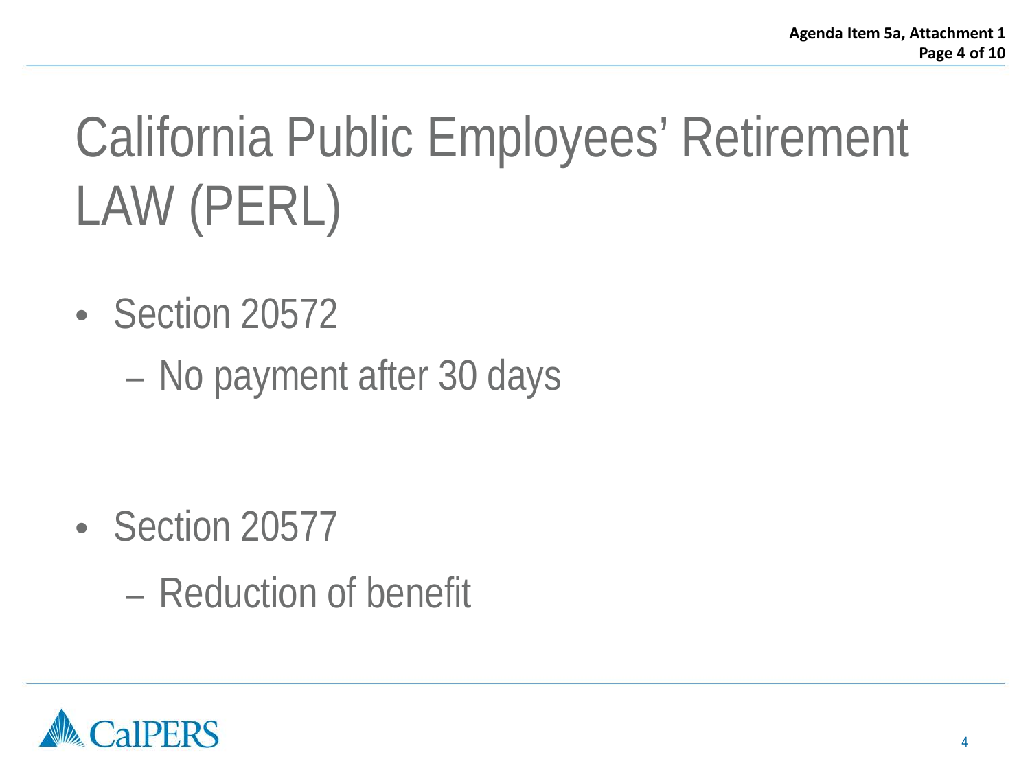# California Public Employees' Retirement LAW (PERL)

- Section 20572
  - No payment after 30 days

- Section 20577
  - Reduction of benefit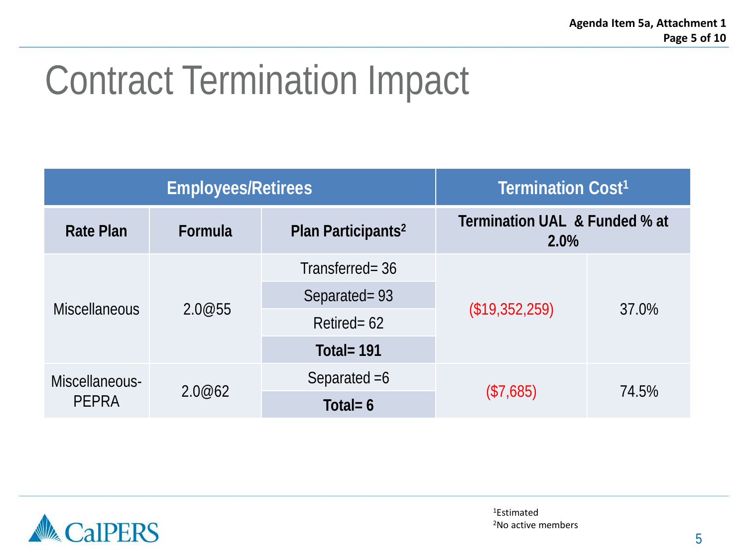# Contract Termination Impact

| Employees/Retirees | | | Termination Cost[1] | |
|---|---|---|---|---|
| Rate Plan | Formula | Plan Participants[2] | Termination UAL & Funded % at 2.0% | |
| Miscellaneous | 2.0@55 | Transferred= 36 | ($19,352,259) | 37.0% |
| | | Separated= 93 | | |
| | | Retired= 62 | | |
| | | **Total= 191** | | |
| Miscellaneous-PEPRA | 2.0@62 | Separated =6 | ($7,685) | 74.5% |
| | | **Total= 6** | | |

[1]Estimated
[2]No active members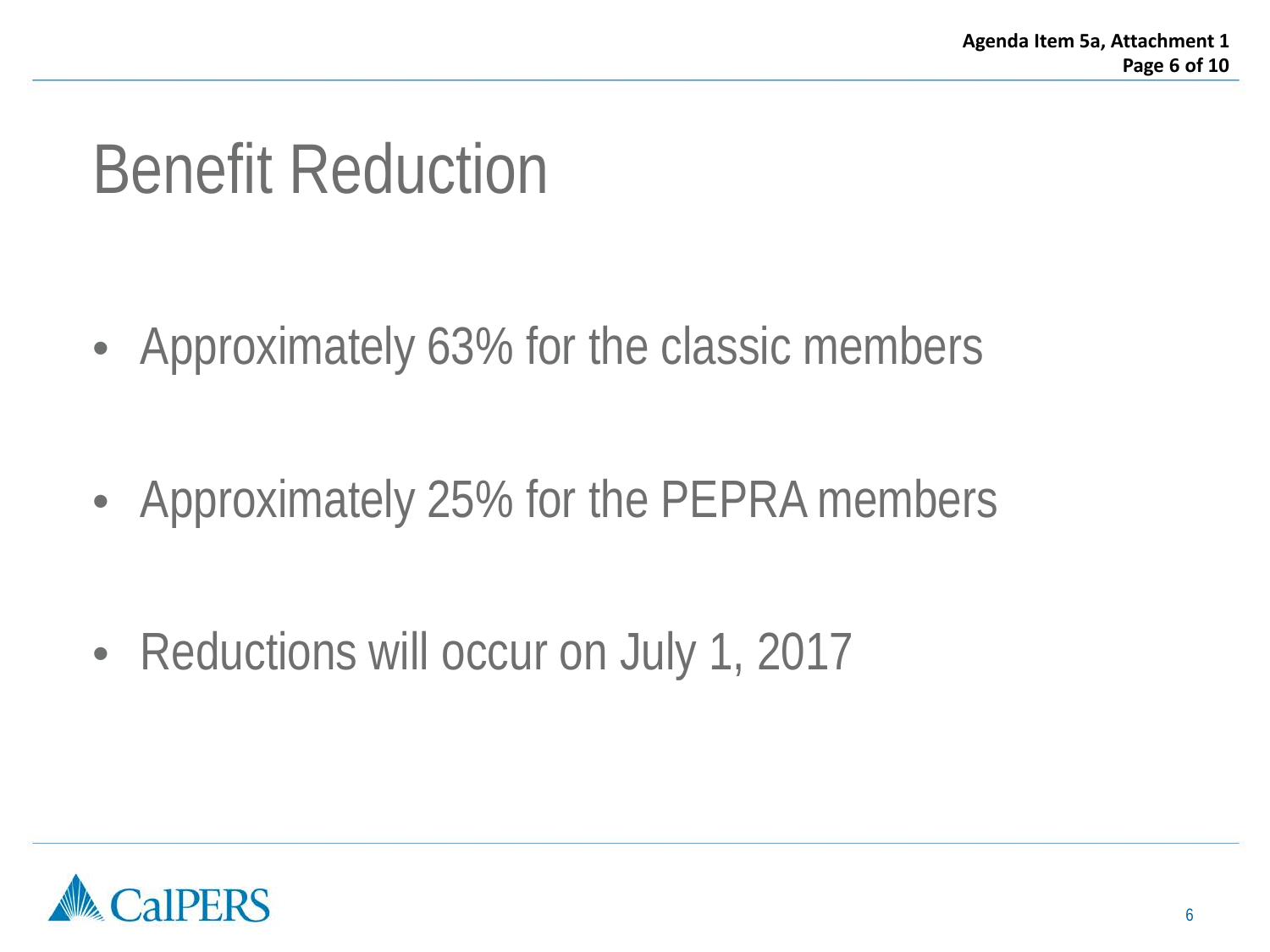# Benefit Reduction

- Approximately 63% for the classic members
- Approximately 25% for the PEPRA members
- Reductions will occur on July 1, 2017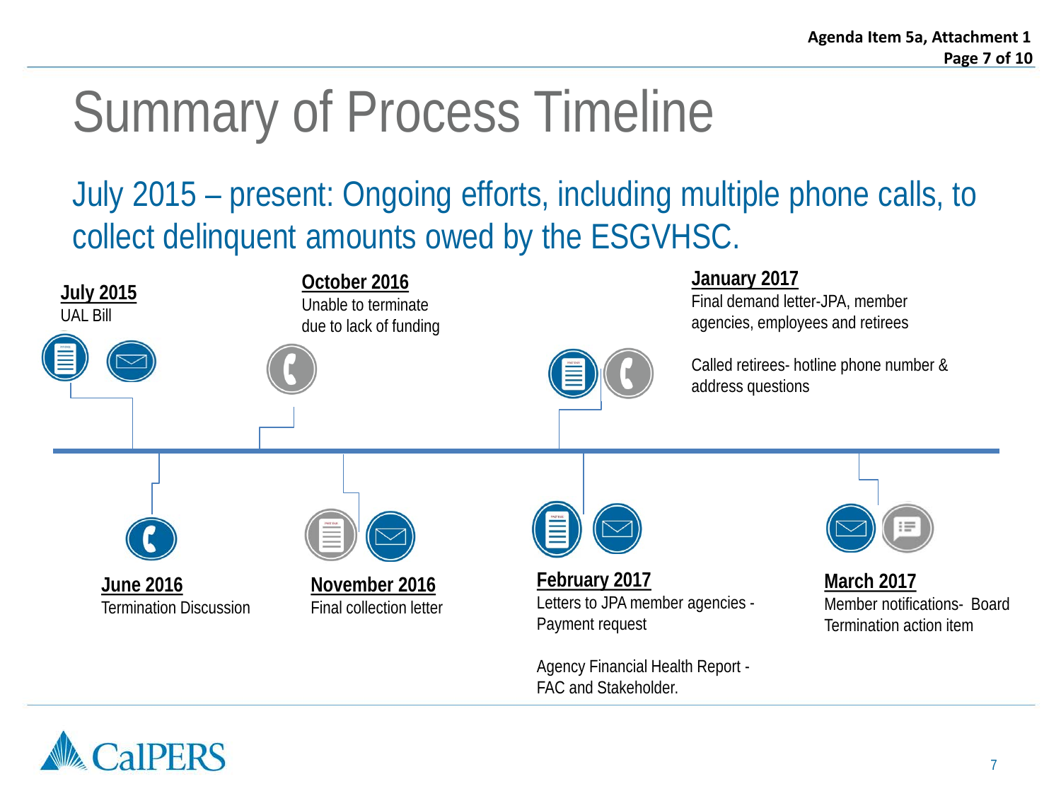# Summary of Process Timeline

July 2015 – present: Ongoing efforts, including multiple phone calls, to collect delinquent amounts owed by the ESGVHSC.

**July 2015**
UAL Bill

**June 2016**
Termination Discussion

**October 2016**
Unable to terminate due to lack of funding

**November 2016**
Final collection letter

**January 2017**
Final demand letter-JPA, member agencies, employees and retirees

Called retirees- hotline phone number & address questions

**February 2017**
Letters to JPA member agencies - Payment request

Agency Financial Health Report - FAC and Stakeholder.

**March 2017**
Member notifications- Board Termination action item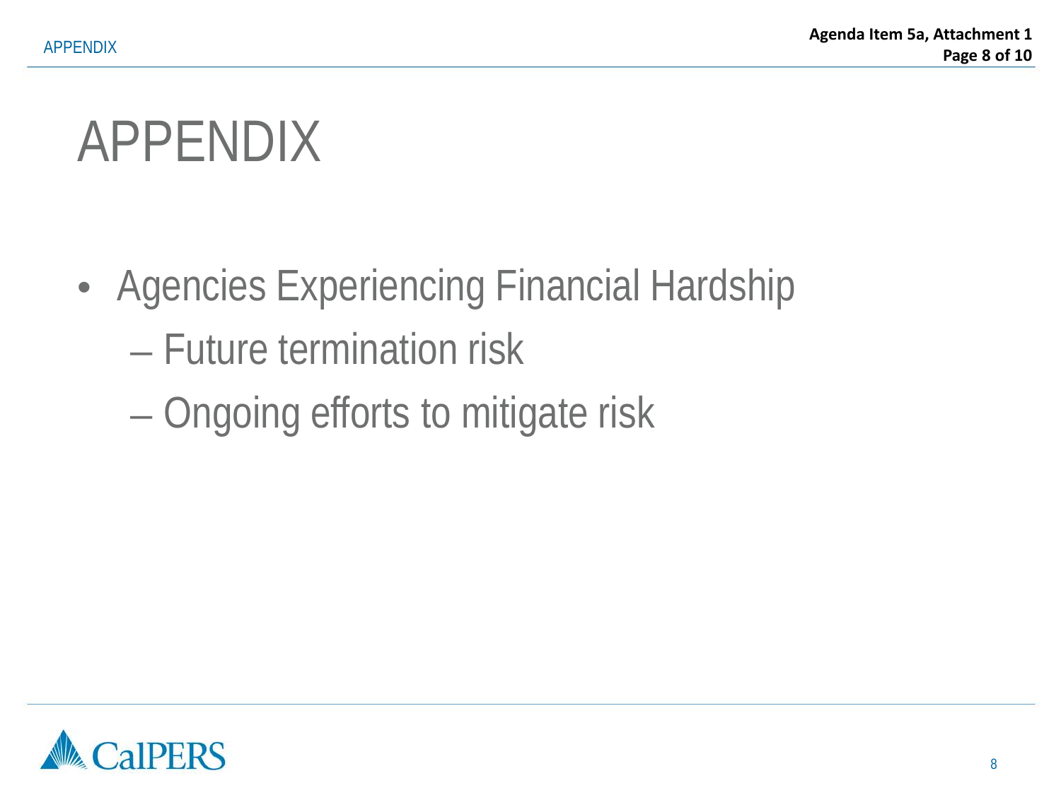# APPENDIX

- Agencies Experiencing Financial Hardship
  - Future termination risk
  - Ongoing efforts to mitigate risk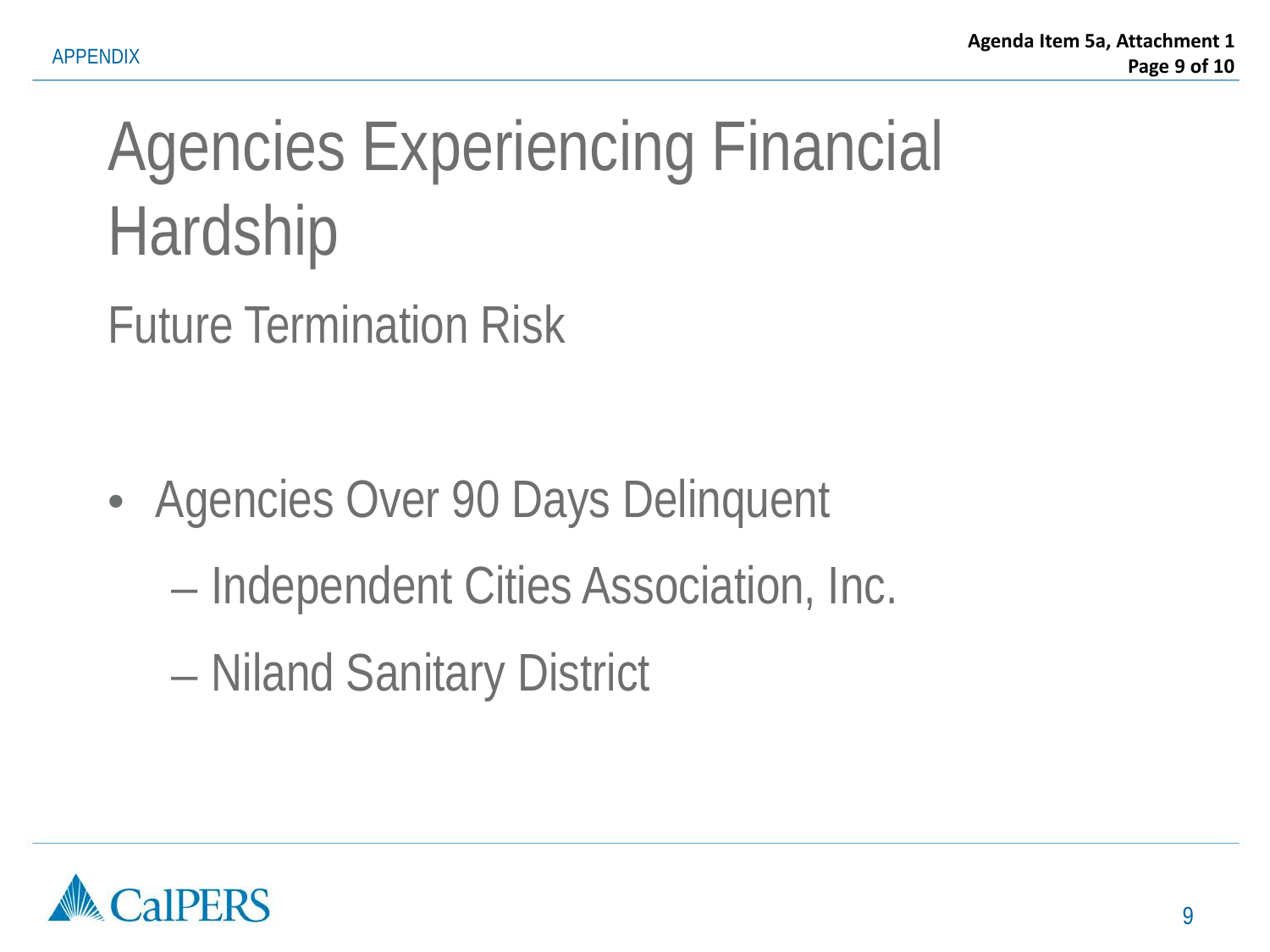# Agencies Experiencing Financial Hardship

## Future Termination Risk

- Agencies Over 90 Days Delinquent
  - Independent Cities Association, Inc.
  - Niland Sanitary District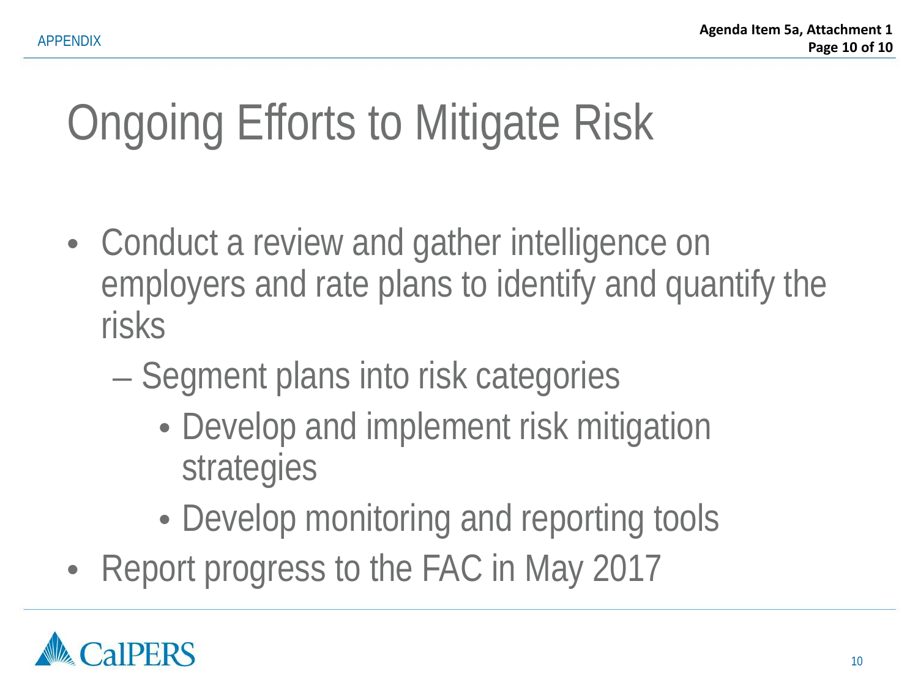# Ongoing Efforts to Mitigate Risk

- Conduct a review and gather intelligence on employers and rate plans to identify and quantify the risks
  - Segment plans into risk categories
    - Develop and implement risk mitigation strategies
    - Develop monitoring and reporting tools
- Report progress to the FAC in May 2017